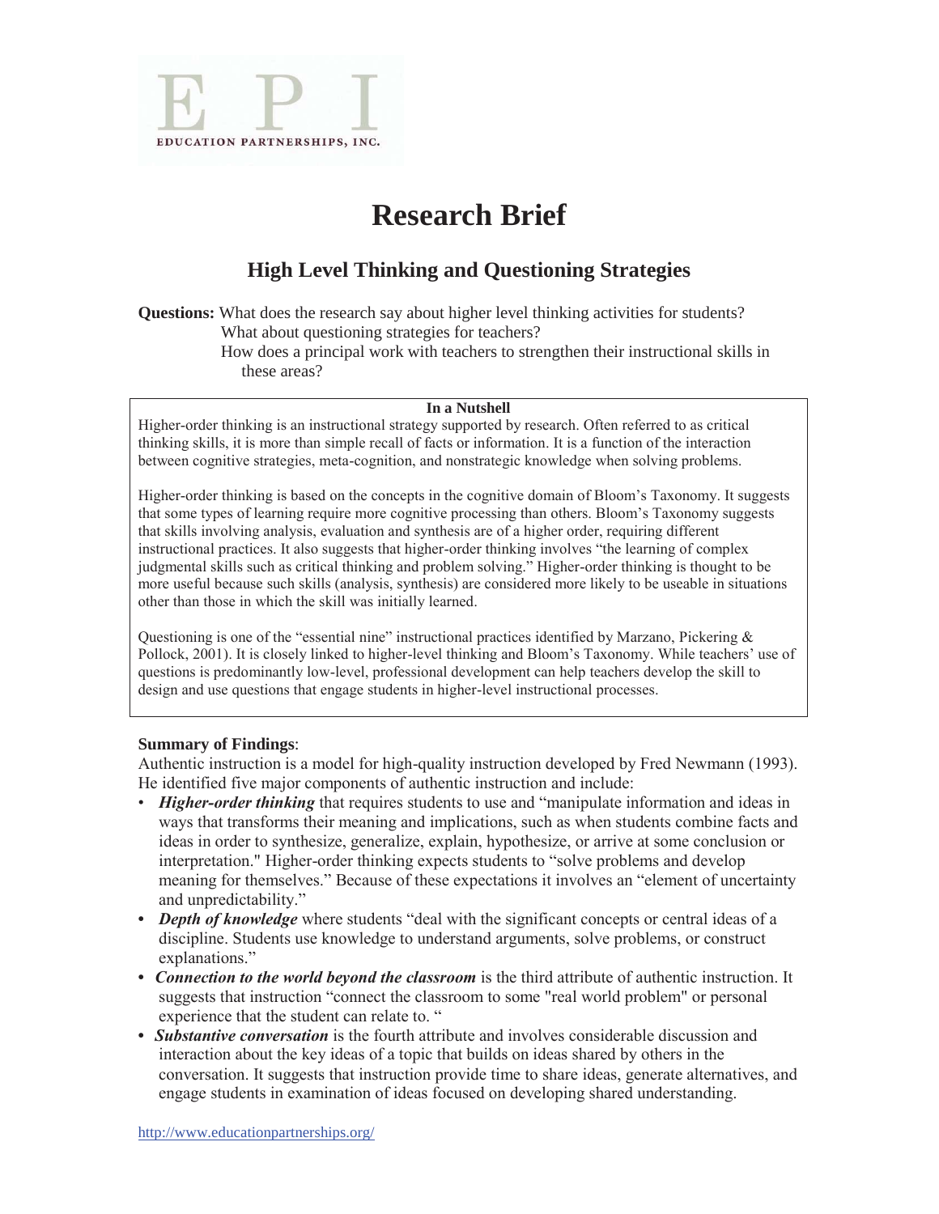EPI
EDUCATION PARTNERSHIPS, INC.

# Research Brief

## High Level Thinking and Questioning Strategies

**Questions:** What does the research say about higher level thinking activities for students?
What about questioning strategies for teachers?
How does a principal work with teachers to strengthen their instructional skills in these areas?

**In a Nutshell**

Higher-order thinking is an instructional strategy supported by research. Often referred to as critical thinking skills, it is more than simple recall of facts or information. It is a function of the interaction between cognitive strategies, meta-cognition, and nonstrategic knowledge when solving problems.

Higher-order thinking is based on the concepts in the cognitive domain of Bloom's Taxonomy. It suggests that some types of learning require more cognitive processing than others. Bloom's Taxonomy suggests that skills involving analysis, evaluation and synthesis are of a higher order, requiring different instructional practices. It also suggests that higher-order thinking involves "the learning of complex judgmental skills such as critical thinking and problem solving." Higher-order thinking is thought to be more useful because such skills (analysis, synthesis) are considered more likely to be useable in situations other than those in which the skill was initially learned.

Questioning is one of the "essential nine" instructional practices identified by Marzano, Pickering & Pollock, 2001). It is closely linked to higher-level thinking and Bloom's Taxonomy. While teachers' use of questions is predominantly low-level, professional development can help teachers develop the skill to design and use questions that engage students in higher-level instructional processes.

**Summary of Findings**:

Authentic instruction is a model for high-quality instruction developed by Fred Newmann (1993). He identified five major components of authentic instruction and include:

- ***Higher-order thinking*** that requires students to use and "manipulate information and ideas in ways that transforms their meaning and implications, such as when students combine facts and ideas in order to synthesize, generalize, explain, hypothesize, or arrive at some conclusion or interpretation." Higher-order thinking expects students to "solve problems and develop meaning for themselves." Because of these expectations it involves an "element of uncertainty and unpredictability."
- ***Depth of knowledge*** where students "deal with the significant concepts or central ideas of a discipline. Students use knowledge to understand arguments, solve problems, or construct explanations."
- ***Connection to the world beyond the classroom*** is the third attribute of authentic instruction. It suggests that instruction "connect the classroom to some "real world problem" or personal experience that the student can relate to. "
- ***Substantive conversation*** is the fourth attribute and involves considerable discussion and interaction about the key ideas of a topic that builds on ideas shared by others in the conversation. It suggests that instruction provide time to share ideas, generate alternatives, and engage students in examination of ideas focused on developing shared understanding.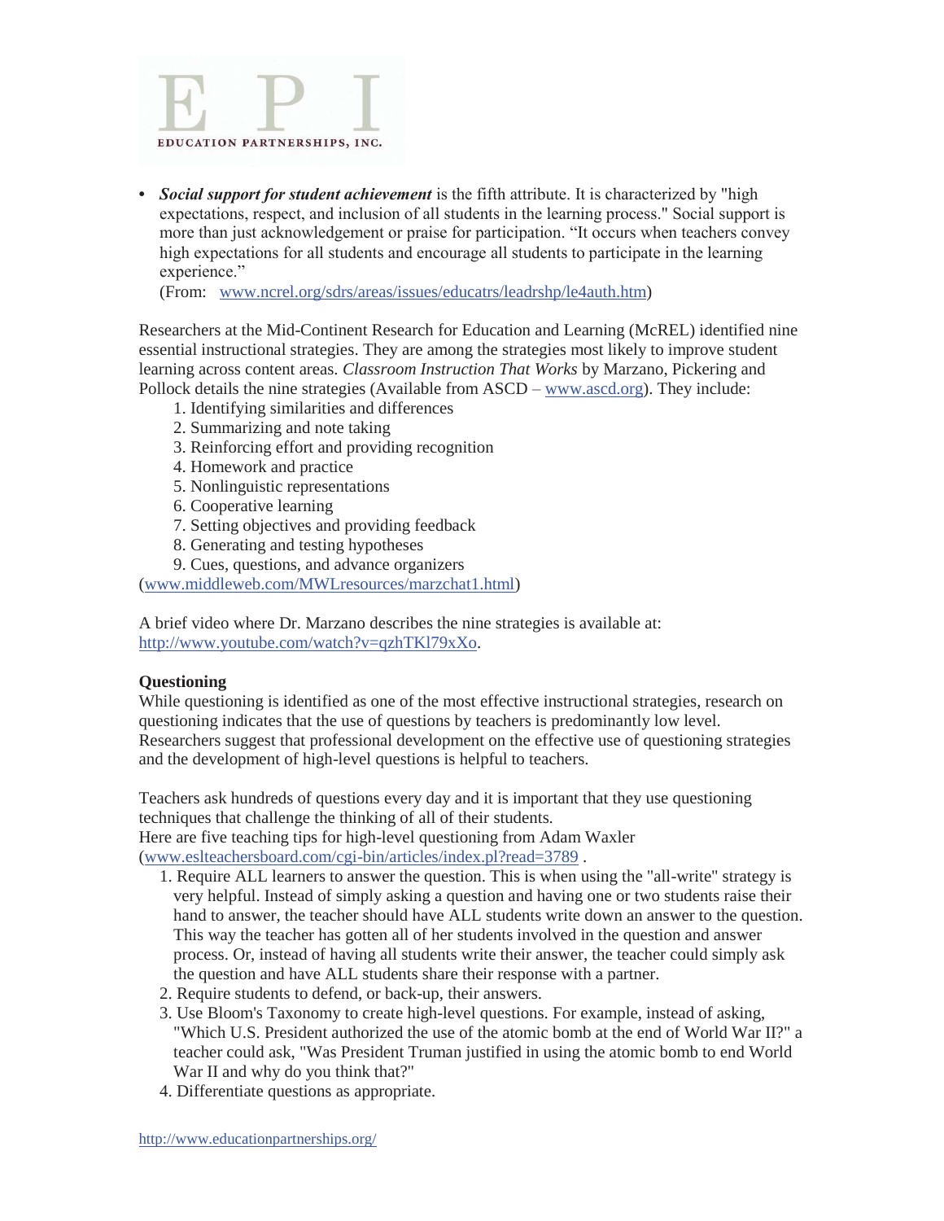- ***Social support for student achievement*** is the fifth attribute. It is characterized by "high expectations, respect, and inclusion of all students in the learning process." Social support is more than just acknowledgement or praise for participation. "It occurs when teachers convey high expectations for all students and encourage all students to participate in the learning experience."
(From: www.ncrel.org/sdrs/areas/issues/educatrs/leadrshp/le4auth.htm)

Researchers at the Mid-Continent Research for Education and Learning (McREL) identified nine essential instructional strategies. They are among the strategies most likely to improve student learning across content areas. *Classroom Instruction That Works* by Marzano, Pickering and Pollock details the nine strategies (Available from ASCD – www.ascd.org). They include:

1. Identifying similarities and differences
2. Summarizing and note taking
3. Reinforcing effort and providing recognition
4. Homework and practice
5. Nonlinguistic representations
6. Cooperative learning
7. Setting objectives and providing feedback
8. Generating and testing hypotheses
9. Cues, questions, and advance organizers

(www.middleweb.com/MWLresources/marzchat1.html)

A brief video where Dr. Marzano describes the nine strategies is available at: http://www.youtube.com/watch?v=qzhTKl79xXo.

**Questioning**
While questioning is identified as one of the most effective instructional strategies, research on questioning indicates that the use of questions by teachers is predominantly low level. Researchers suggest that professional development on the effective use of questioning strategies and the development of high-level questions is helpful to teachers.

Teachers ask hundreds of questions every day and it is important that they use questioning techniques that challenge the thinking of all of their students.
Here are five teaching tips for high-level questioning from Adam Waxler (www.eslteachersboard.com/cgi-bin/articles/index.pl?read=3789 .

1. Require ALL learners to answer the question. This is when using the "all-write" strategy is very helpful. Instead of simply asking a question and having one or two students raise their hand to answer, the teacher should have ALL students write down an answer to the question. This way the teacher has gotten all of her students involved in the question and answer process. Or, instead of having all students write their answer, the teacher could simply ask the question and have ALL students share their response with a partner.
2. Require students to defend, or back-up, their answers.
3. Use Bloom's Taxonomy to create high-level questions. For example, instead of asking, "Which U.S. President authorized the use of the atomic bomb at the end of World War II?" a teacher could ask, "Was President Truman justified in using the atomic bomb to end World War II and why do you think that?"
4. Differentiate questions as appropriate.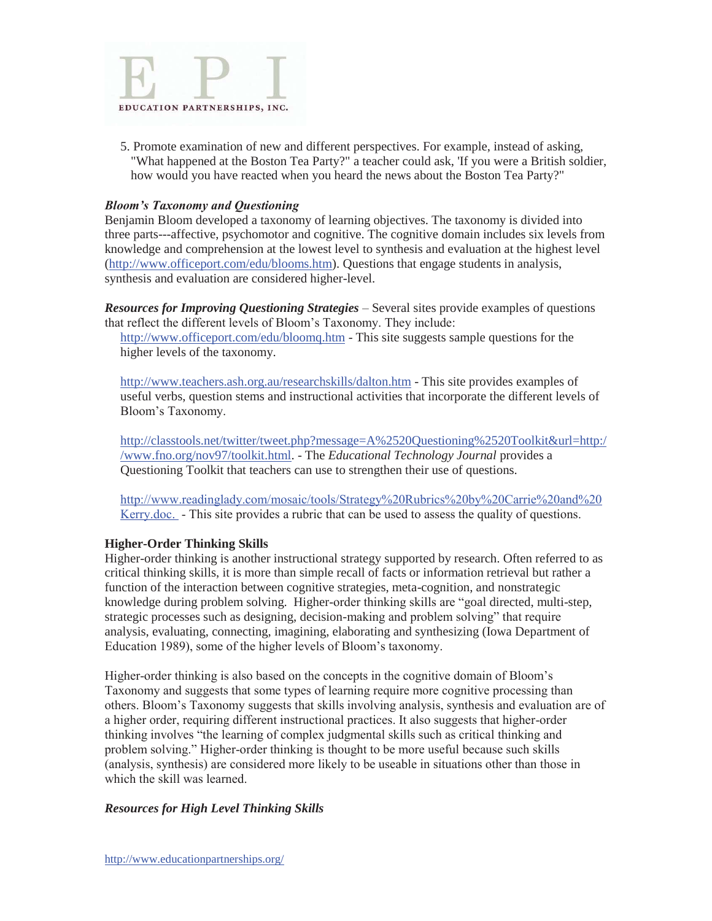5. Promote examination of new and different perspectives. For example, instead of asking, "What happened at the Boston Tea Party?" a teacher could ask, 'If you were a British soldier, how would you have reacted when you heard the news about the Boston Tea Party?"

***Bloom's Taxonomy and Questioning***

Benjamin Bloom developed a taxonomy of learning objectives. The taxonomy is divided into three parts---affective, psychomotor and cognitive. The cognitive domain includes six levels from knowledge and comprehension at the lowest level to synthesis and evaluation at the highest level (http://www.officeport.com/edu/blooms.htm). Questions that engage students in analysis, synthesis and evaluation are considered higher-level.

***Resources for Improving Questioning Strategies*** – Several sites provide examples of questions that reflect the different levels of Bloom's Taxonomy. They include:

http://www.officeport.com/edu/bloomq.htm - This site suggests sample questions for the higher levels of the taxonomy.

http://www.teachers.ash.org.au/researchskills/dalton.htm - This site provides examples of useful verbs, question stems and instructional activities that incorporate the different levels of Bloom's Taxonomy.

http://classtools.net/twitter/tweet.php?message=A%2520Questioning%2520Toolkit&url=http://www.fno.org/nov97/toolkit.html. - The *Educational Technology Journal* provides a Questioning Toolkit that teachers can use to strengthen their use of questions.

http://www.readinglady.com/mosaic/tools/Strategy%20Rubrics%20by%20Carrie%20and%20Kerry.doc. - This site provides a rubric that can be used to assess the quality of questions.

**Higher-Order Thinking Skills**

Higher-order thinking is another instructional strategy supported by research. Often referred to as critical thinking skills, it is more than simple recall of facts or information retrieval but rather a function of the interaction between cognitive strategies, meta-cognition, and nonstrategic knowledge during problem solving. Higher-order thinking skills are "goal directed, multi-step, strategic processes such as designing, decision-making and problem solving" that require analysis, evaluating, connecting, imagining, elaborating and synthesizing (Iowa Department of Education 1989), some of the higher levels of Bloom's taxonomy.

Higher-order thinking is also based on the concepts in the cognitive domain of Bloom's Taxonomy and suggests that some types of learning require more cognitive processing than others. Bloom's Taxonomy suggests that skills involving analysis, synthesis and evaluation are of a higher order, requiring different instructional practices. It also suggests that higher-order thinking involves "the learning of complex judgmental skills such as critical thinking and problem solving." Higher-order thinking is thought to be more useful because such skills (analysis, synthesis) are considered more likely to be useable in situations other than those in which the skill was learned.

***Resources for High Level Thinking Skills***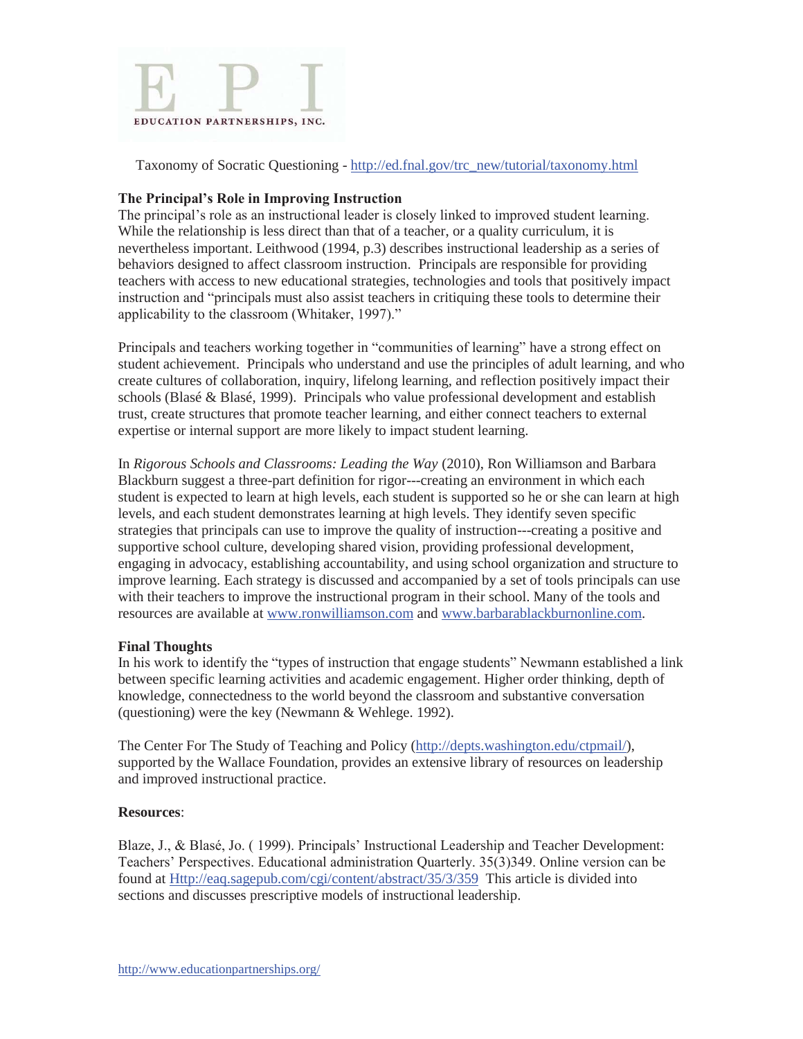Taxonomy of Socratic Questioning - http://ed.fnal.gov/trc_new/tutorial/taxonomy.html

**The Principal's Role in Improving Instruction**

The principal's role as an instructional leader is closely linked to improved student learning. While the relationship is less direct than that of a teacher, or a quality curriculum, it is nevertheless important. Leithwood (1994, p.3) describes instructional leadership as a series of behaviors designed to affect classroom instruction. Principals are responsible for providing teachers with access to new educational strategies, technologies and tools that positively impact instruction and "principals must also assist teachers in critiquing these tools to determine their applicability to the classroom (Whitaker, 1997)."

Principals and teachers working together in "communities of learning" have a strong effect on student achievement. Principals who understand and use the principles of adult learning, and who create cultures of collaboration, inquiry, lifelong learning, and reflection positively impact their schools (Blasé & Blasé, 1999). Principals who value professional development and establish trust, create structures that promote teacher learning, and either connect teachers to external expertise or internal support are more likely to impact student learning.

In *Rigorous Schools and Classrooms: Leading the Way* (2010), Ron Williamson and Barbara Blackburn suggest a three-part definition for rigor---creating an environment in which each student is expected to learn at high levels, each student is supported so he or she can learn at high levels, and each student demonstrates learning at high levels. They identify seven specific strategies that principals can use to improve the quality of instruction---creating a positive and supportive school culture, developing shared vision, providing professional development, engaging in advocacy, establishing accountability, and using school organization and structure to improve learning. Each strategy is discussed and accompanied by a set of tools principals can use with their teachers to improve the instructional program in their school. Many of the tools and resources are available at www.ronwilliamson.com and www.barbarablackburnonline.com.

**Final Thoughts**

In his work to identify the "types of instruction that engage students" Newmann established a link between specific learning activities and academic engagement. Higher order thinking, depth of knowledge, connectedness to the world beyond the classroom and substantive conversation (questioning) were the key (Newmann & Wehlege. 1992).

The Center For The Study of Teaching and Policy (http://depts.washington.edu/ctpmail/), supported by the Wallace Foundation, provides an extensive library of resources on leadership and improved instructional practice.

**Resources**:

Blaze, J., & Blasé, Jo. ( 1999). Principals' Instructional Leadership and Teacher Development: Teachers' Perspectives. Educational administration Quarterly. 35(3)349. Online version can be found at Http://eaq.sagepub.com/cgi/content/abstract/35/3/359 This article is divided into sections and discusses prescriptive models of instructional leadership.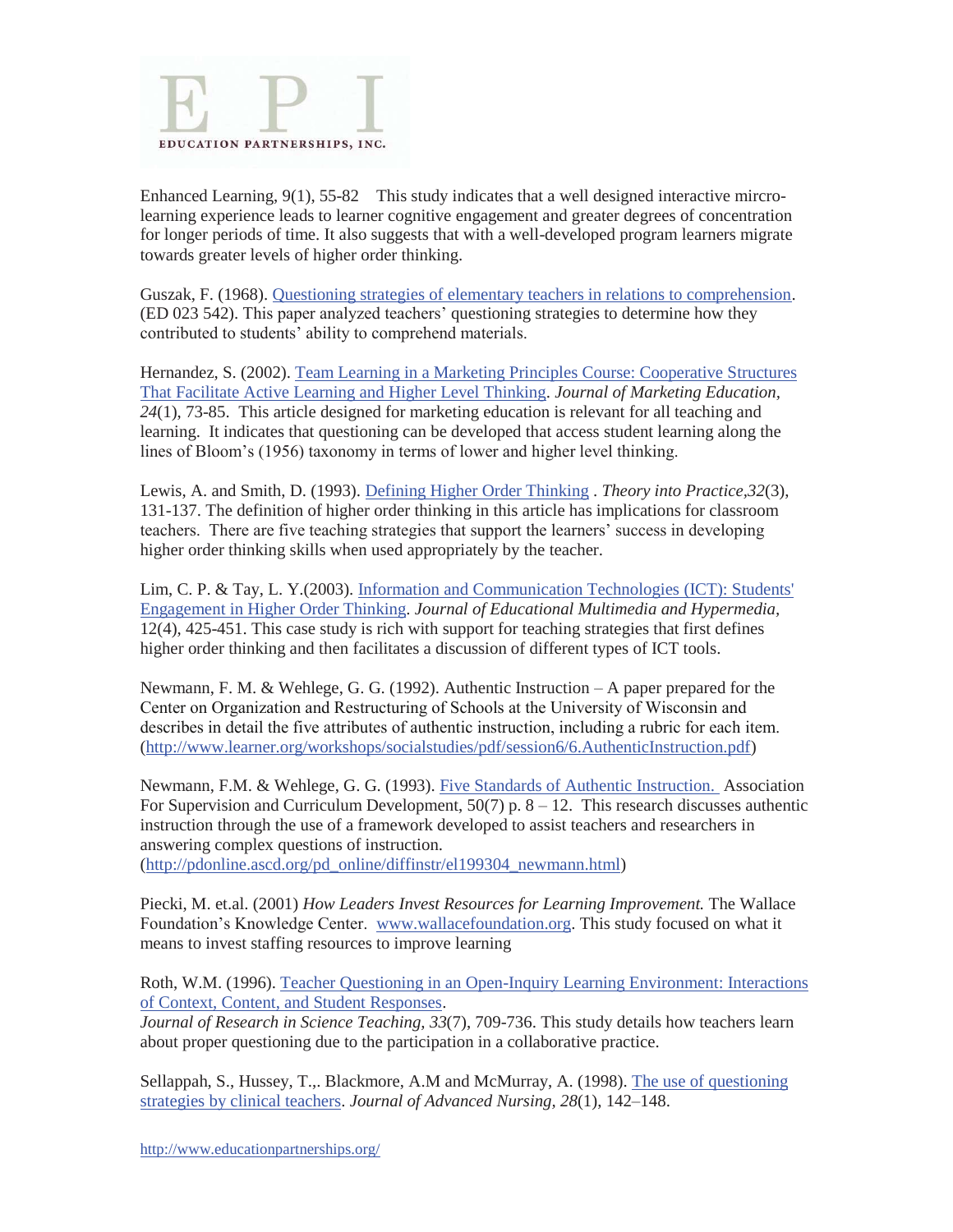Enhanced Learning, 9(1), 55-82 This study indicates that a well designed interactive mircro-learning experience leads to learner cognitive engagement and greater degrees of concentration for longer periods of time. It also suggests that with a well-developed program learners migrate towards greater levels of higher order thinking.

Guszak, F. (1968). [Questioning strategies of elementary teachers in relations to comprehension](). (ED 023 542). This paper analyzed teachers' questioning strategies to determine how they contributed to students' ability to comprehend materials.

Hernandez, S. (2002). [Team Learning in a Marketing Principles Course: Cooperative Structures That Facilitate Active Learning and Higher Level Thinking](). *Journal of Marketing Education, 24*(1), 73-85. This article designed for marketing education is relevant for all teaching and learning. It indicates that questioning can be developed that access student learning along the lines of Bloom's (1956) taxonomy in terms of lower and higher level thinking.

Lewis, A. and Smith, D. (1993). [Defining Higher Order Thinking]() . *Theory into Practice,32*(3), 131-137. The definition of higher order thinking in this article has implications for classroom teachers. There are five teaching strategies that support the learners' success in developing higher order thinking skills when used appropriately by the teacher.

Lim, C. P. & Tay, L. Y.(2003). [Information and Communication Technologies (ICT): Students' Engagement in Higher Order Thinking](). *Journal of Educational Multimedia and Hypermedia,* 12(4), 425-451. This case study is rich with support for teaching strategies that first defines higher order thinking and then facilitates a discussion of different types of ICT tools.

Newmann, F. M. & Wehlege, G. G. (1992). Authentic Instruction – A paper prepared for the Center on Organization and Restructuring of Schools at the University of Wisconsin and describes in detail the five attributes of authentic instruction, including a rubric for each item. (http://www.learner.org/workshops/socialstudies/pdf/session6/6.AuthenticInstruction.pdf)

Newmann, F.M. & Wehlege, G. G. (1993). [Five Standards of Authentic Instruction.]() Association For Supervision and Curriculum Development, 50(7) p. 8 – 12. This research discusses authentic instruction through the use of a framework developed to assist teachers and researchers in answering complex questions of instruction. (http://pdonline.ascd.org/pd_online/diffinstr/el199304_newmann.html)

Piecki, M. et.al. (2001) *How Leaders Invest Resources for Learning Improvement.* The Wallace Foundation's Knowledge Center. www.wallacefoundation.org. This study focused on what it means to invest staffing resources to improve learning

Roth, W.M. (1996). [Teacher Questioning in an Open-Inquiry Learning Environment: Interactions of Context, Content, and Student Responses]().
*Journal of Research in Science Teaching, 33*(7), 709-736. This study details how teachers learn about proper questioning due to the participation in a collaborative practice.

Sellappah, S., Hussey, T.,. Blackmore, A.M and McMurray, A. (1998). [The use of questioning strategies by clinical teachers](). *Journal of Advanced Nursing, 28*(1), 142–148.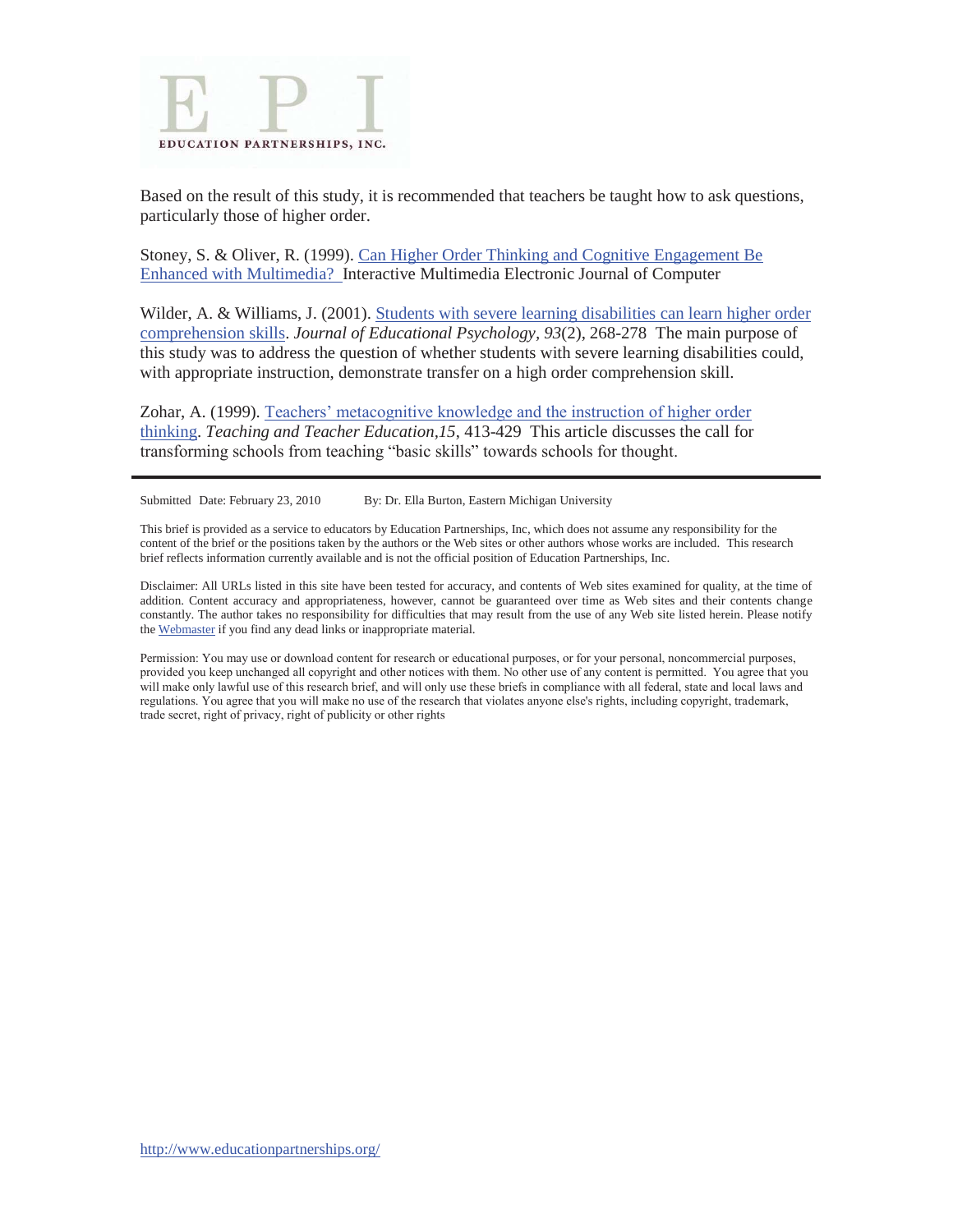Based on the result of this study, it is recommended that teachers be taught how to ask questions, particularly those of higher order.

Stoney, S. & Oliver, R. (1999). Can Higher Order Thinking and Cognitive Engagement Be Enhanced with Multimedia? Interactive Multimedia Electronic Journal of Computer

Wilder, A. & Williams, J. (2001). Students with severe learning disabilities can learn higher order comprehension skills. *Journal of Educational Psychology, 93*(2), 268-278 The main purpose of this study was to address the question of whether students with severe learning disabilities could, with appropriate instruction, demonstrate transfer on a high order comprehension skill.

Zohar, A. (1999). Teachers' metacognitive knowledge and the instruction of higher order thinking. *Teaching and Teacher Education,15*, 413-429 This article discusses the call for transforming schools from teaching "basic skills" towards schools for thought.

---

Submitted Date: February 23, 2010 By: Dr. Ella Burton, Eastern Michigan University

This brief is provided as a service to educators by Education Partnerships, Inc, which does not assume any responsibility for the content of the brief or the positions taken by the authors or the Web sites or other authors whose works are included. This research brief reflects information currently available and is not the official position of Education Partnerships, Inc.

Disclaimer: All URLs listed in this site have been tested for accuracy, and contents of Web sites examined for quality, at the time of addition. Content accuracy and appropriateness, however, cannot be guaranteed over time as Web sites and their contents change constantly. The author takes no responsibility for difficulties that may result from the use of any Web site listed herein. Please notify the Webmaster if you find any dead links or inappropriate material.

Permission: You may use or download content for research or educational purposes, or for your personal, noncommercial purposes, provided you keep unchanged all copyright and other notices with them. No other use of any content is permitted. You agree that you will make only lawful use of this research brief, and will only use these briefs in compliance with all federal, state and local laws and regulations. You agree that you will make no use of the research that violates anyone else's rights, including copyright, trademark, trade secret, right of privacy, right of publicity or other rights